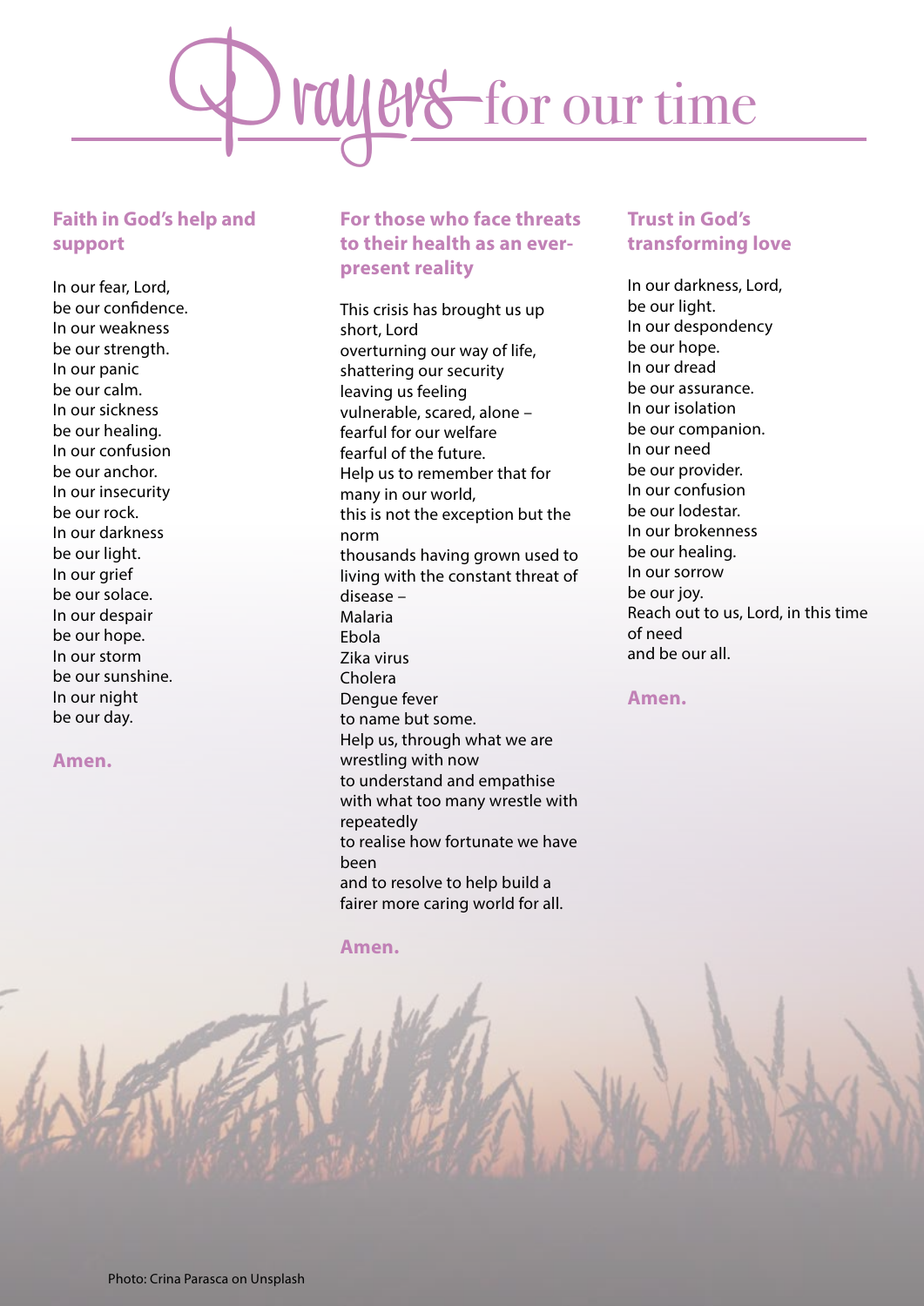# Prayers for our time

## Faith in God's help and support

In our fear, Lord,
be our confidence.
In our weakness
be our strength.
In our panic
be our calm.
In our sickness
be our healing.
In our confusion
be our anchor.
In our insecurity
be our rock.
In our darkness
be our light.
In our grief
be our solace.
In our despair
be our hope.
In our storm
be our sunshine.
In our night
be our day.

**Amen.**

## For those who face threats to their health as an ever-present reality

This crisis has brought us up short, Lord
overturning our way of life,
shattering our security
leaving us feeling
vulnerable, scared, alone –
fearful for our welfare
fearful of the future.
Help us to remember that for many in our world,
this is not the exception but the norm
thousands having grown used to living with the constant threat of disease –
Malaria
Ebola
Zika virus
Cholera
Dengue fever
to name but some.
Help us, through what we are wrestling with now
to understand and empathise with what too many wrestle with repeatedly
to realise how fortunate we have been
and to resolve to help build a fairer more caring world for all.

**Amen.**

## Trust in God's transforming love

In our darkness, Lord,
be our light.
In our despondency
be our hope.
In our dread
be our assurance.
In our isolation
be our companion.
In our need
be our provider.
In our confusion
be our lodestar.
In our brokenness
be our healing.
In our sorrow
be our joy.
Reach out to us, Lord, in this time of need
and be our all.

**Amen.**

Photo: Crina Parasca on Unsplash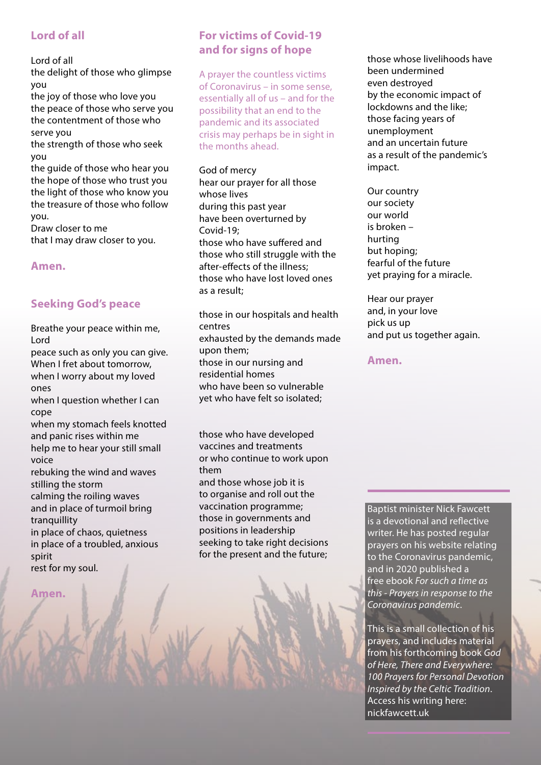## Lord of all

Lord of all
the delight of those who glimpse you
the joy of those who love you
the peace of those who serve you
the contentment of those who serve you
the strength of those who seek you
the guide of those who hear you
the hope of those who trust you
the light of those who know you
the treasure of those who follow you.
Draw closer to me
that I may draw closer to you.

**Amen.**

## Seeking God's peace

Breathe your peace within me, Lord
peace such as only you can give.
When I fret about tomorrow,
when I worry about my loved ones
when I question whether I can cope
when my stomach feels knotted
and panic rises within me
help me to hear your still small voice
rebuking the wind and waves
stilling the storm
calming the roiling waves
and in place of turmoil bring tranquillity
in place of chaos, quietness
in place of a troubled, anxious spirit
rest for my soul.

**Amen.**

## For victims of Covid-19 and for signs of hope

A prayer the countless victims of Coronavirus – in some sense, essentially all of us – and for the possibility that an end to the pandemic and its associated crisis may perhaps be in sight in the months ahead.

God of mercy
hear our prayer for all those whose lives
during this past year
have been overturned by Covid-19;
those who have suffered and those who still struggle with the after-effects of the illness;
those who have lost loved ones as a result;

those in our hospitals and health centres
exhausted by the demands made upon them;
those in our nursing and residential homes
who have been so vulnerable
yet who have felt so isolated;

those who have developed vaccines and treatments
or who continue to work upon them
and those whose job it is
to organise and roll out the vaccination programme;
those in governments and positions in leadership
seeking to take right decisions
for the present and the future;

those whose livelihoods have been undermined
even destroyed
by the economic impact of lockdowns and the like;
those facing years of unemployment
and an uncertain future
as a result of the pandemic's impact.

Our country
our society
our world
is broken –
hurting
but hoping;
fearful of the future
yet praying for a miracle.

Hear our prayer
and, in your love
pick us up
and put us together again.

**Amen.**

Baptist minister Nick Fawcett is a devotional and reflective writer. He has posted regular prayers on his website relating to the Coronavirus pandemic, and in 2020 published a free ebook *For such a time as this - Prayers in response to the Coronavirus pandemic*.

This is a small collection of his prayers, and includes material from his forthcoming book *God of Here, There and Everywhere: 100 Prayers for Personal Devotion Inspired by the Celtic Tradition*. Access his writing here: nickfawcett.uk